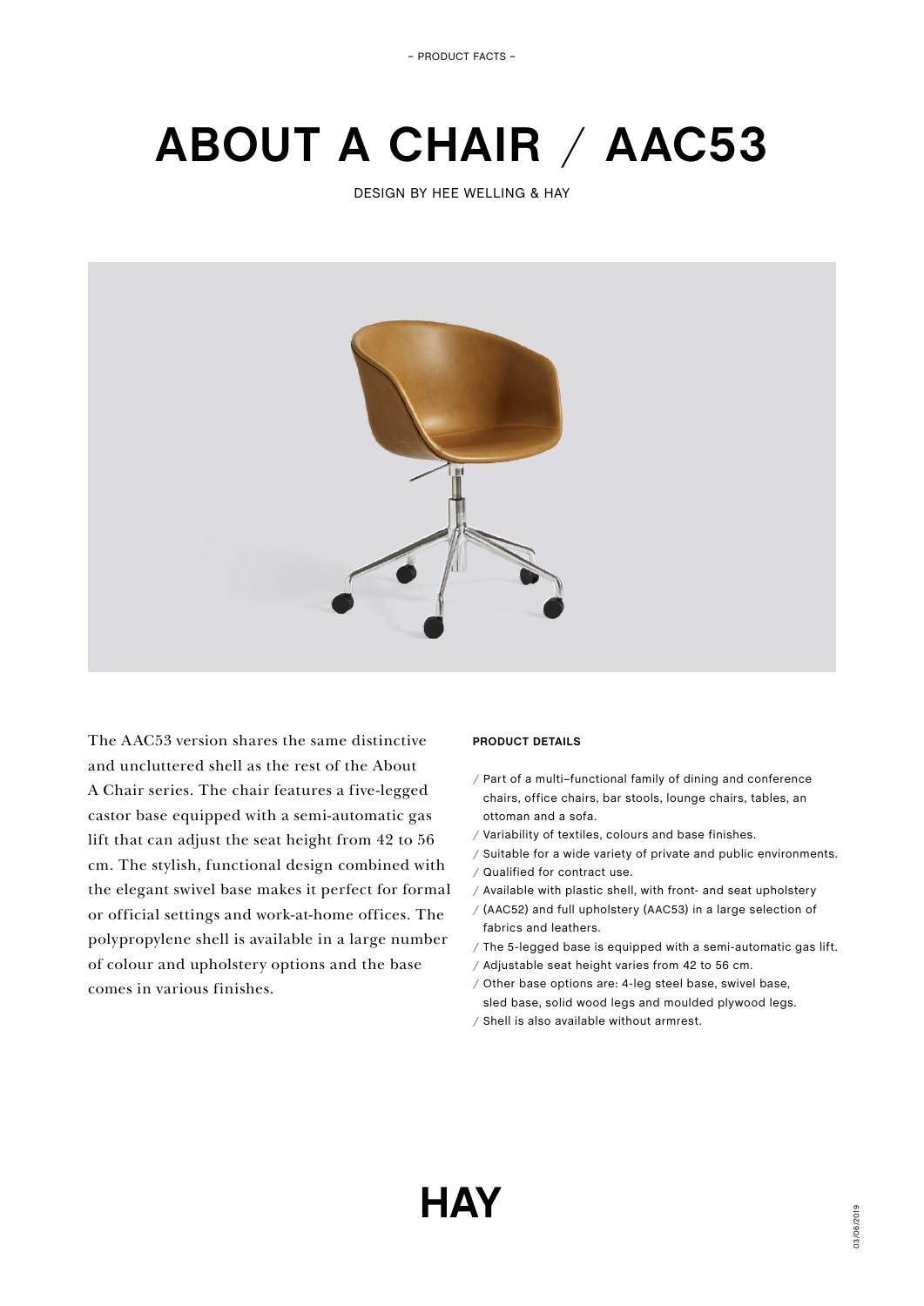– PRODUCT FACTS –

# ABOUT A CHAIR / AAC53

DESIGN BY HEE WELLING & HAY

The AAC53 version shares the same distinctive and uncluttered shell as the rest of the About A Chair series. The chair features a five-legged castor base equipped with a semi-automatic gas lift that can adjust the seat height from 42 to 56 cm. The stylish, functional design combined with the elegant swivel base makes it perfect for formal or official settings and work-at-home offices. The polypropylene shell is available in a large number of colour and upholstery options and the base comes in various finishes.

**PRODUCT DETAILS**

/ Part of a multi–functional family of dining and conference chairs, office chairs, bar stools, lounge chairs, tables, an ottoman and a sofa.
/ Variability of textiles, colours and base finishes.
/ Suitable for a wide variety of private and public environments.
/ Qualified for contract use.
/ Available with plastic shell, with front- and seat upholstery
/ (AAC52) and full upholstery (AAC53) in a large selection of fabrics and leathers.
/ The 5-legged base is equipped with a semi-automatic gas lift.
/ Adjustable seat height varies from 42 to 56 cm.
/ Other base options are: 4-leg steel base, swivel base, sled base, solid wood legs and moulded plywood legs.
/ Shell is also available without armrest.

HAY

03/06/2019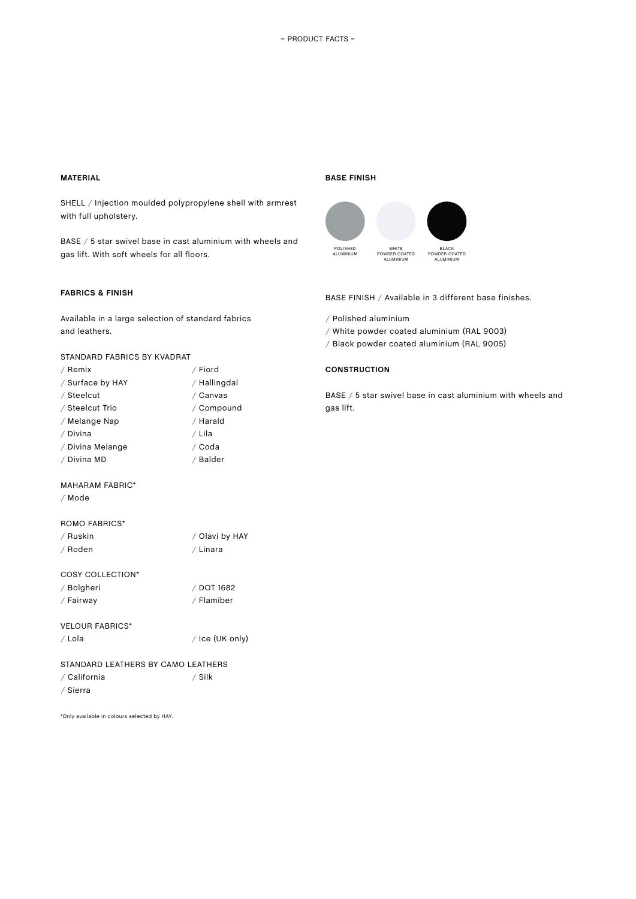– PRODUCT FACTS –

## MATERIAL

SHELL / Injection moulded polypropylene shell with armrest with full upholstery.

BASE / 5 star swivel base in cast aluminium with wheels and gas lift. With soft wheels for all floors.

## FABRICS & FINISH

Available in a large selection of standard fabrics and leathers.

STANDARD FABRICS BY KVADRAT

/ Remix
/ Surface by HAY
/ Steelcut
/ Steelcut Trio
/ Melange Nap
/ Divina
/ Divina Melange
/ Divina MD
/ Fiord
/ Hallingdal
/ Canvas
/ Compound
/ Harald
/ Lila
/ Coda
/ Balder

MAHARAM FABRIC*

/ Mode

ROMO FABRICS*

/ Ruskin
/ Roden
/ Olavi by HAY
/ Linara

COSY COLLECTION*

/ Bolgheri
/ Fairway
/ DOT 1682
/ Flamiber

VELOUR FABRICS*

/ Lola
/ Ice (UK only)

STANDARD LEATHERS BY CAMO LEATHERS

/ California
/ Sierra
/ Silk

*Only available in colours selected by HAY.

## BASE FINISH

POLISHED ALUMINIUM | WHITE POWDER COATED ALUMINIUM | BLACK POWDER COATED ALUMINIUM

BASE FINISH / Available in 3 different base finishes.

/ Polished aluminium
/ White powder coated aluminium (RAL 9003)
/ Black powder coated aluminium (RAL 9005)

## CONSTRUCTION

BASE / 5 star swivel base in cast aluminium with wheels and gas lift.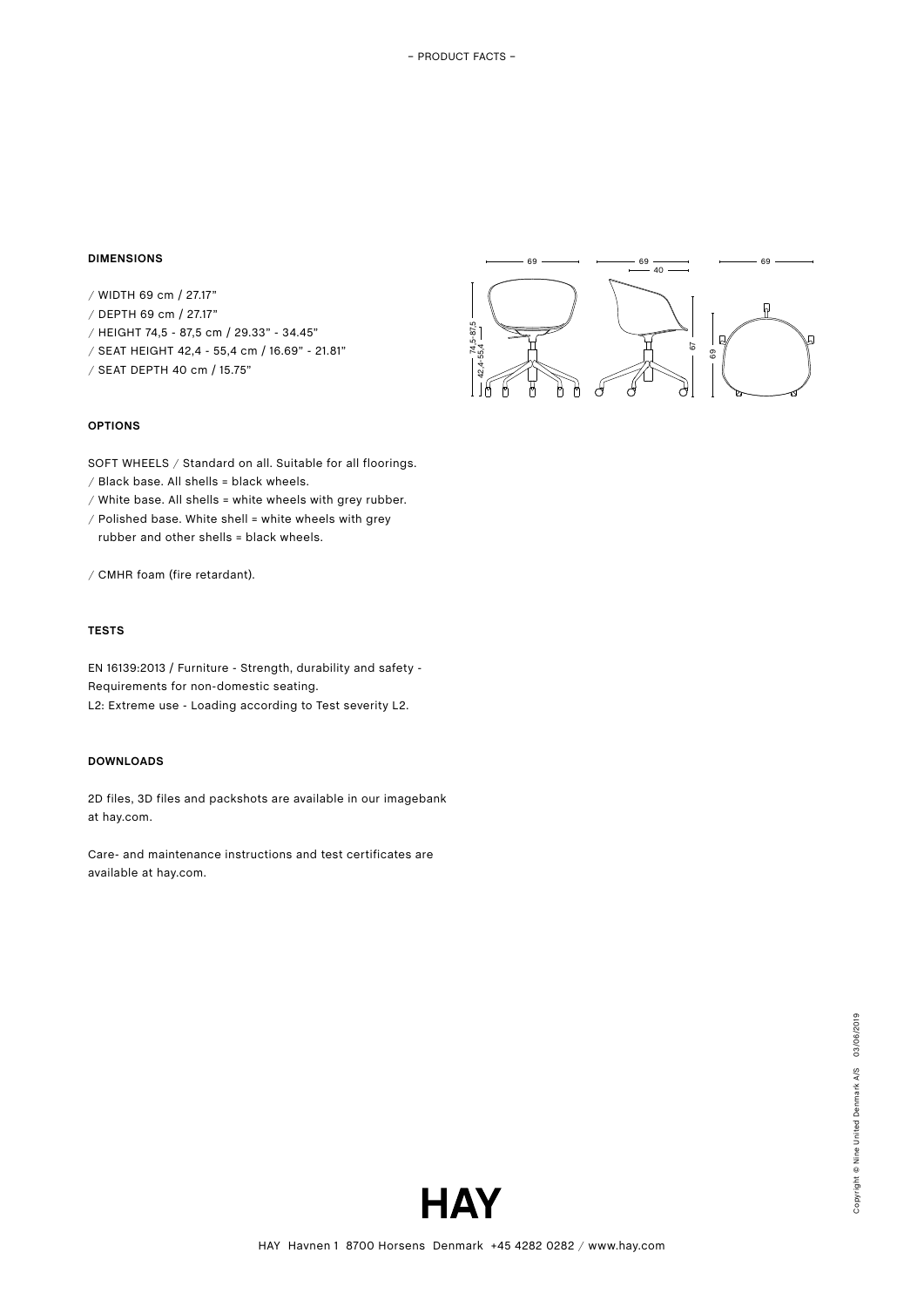– PRODUCT FACTS –

**DIMENSIONS**

/ WIDTH 69 cm / 27.17"
/ DEPTH 69 cm / 27.17"
/ HEIGHT 74,5 - 87,5 cm / 29.33" - 34.45"
/ SEAT HEIGHT 42,4 - 55,4 cm / 16.69" - 21.81"
/ SEAT DEPTH 40 cm / 15.75"

69
69
40
69
74,5-87,5
42,4-55,4
67
69

**OPTIONS**

SOFT WHEELS / Standard on all. Suitable for all floorings.
/ Black base. All shells = black wheels.
/ White base. All shells = white wheels with grey rubber.
/ Polished base. White shell = white wheels with grey rubber and other shells = black wheels.

/ CMHR foam (fire retardant).

**TESTS**

EN 16139:2013 / Furniture - Strength, durability and safety - Requirements for non-domestic seating.
L2: Extreme use - Loading according to Test severity L2.

**DOWNLOADS**

2D files, 3D files and packshots are available in our imagebank at hay.com.

Care- and maintenance instructions and test certificates are available at hay.com.

Copyright © Nine United Denmark A/S 03/06/2019

**HAY**

HAY Havnen 1 8700 Horsens Denmark +45 4282 0282 / www.hay.com